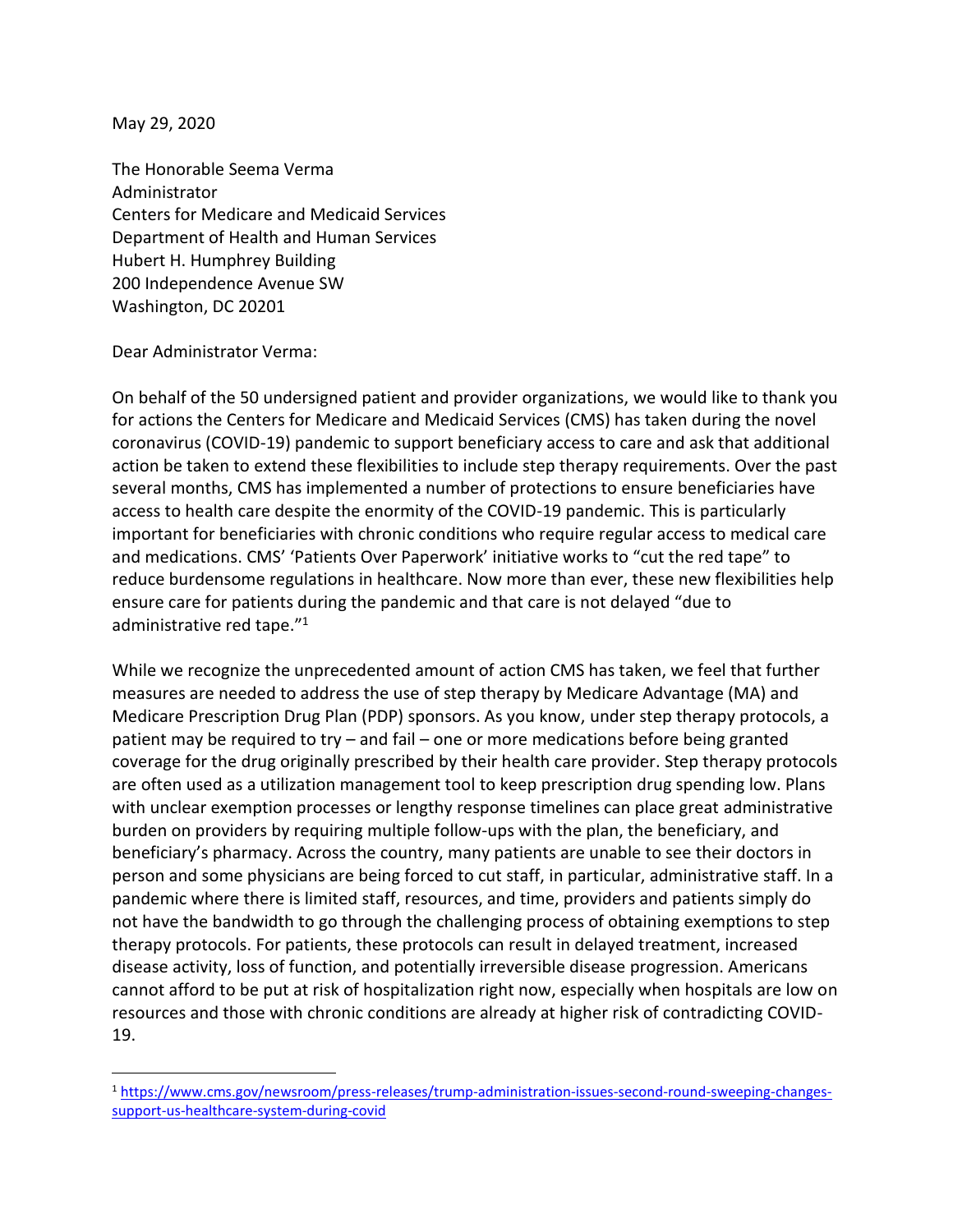May 29, 2020

The Honorable Seema Verma
Administrator
Centers for Medicare and Medicaid Services
Department of Health and Human Services
Hubert H. Humphrey Building
200 Independence Avenue SW
Washington, DC 20201

Dear Administrator Verma:

On behalf of the 50 undersigned patient and provider organizations, we would like to thank you for actions the Centers for Medicare and Medicaid Services (CMS) has taken during the novel coronavirus (COVID-19) pandemic to support beneficiary access to care and ask that additional action be taken to extend these flexibilities to include step therapy requirements. Over the past several months, CMS has implemented a number of protections to ensure beneficiaries have access to health care despite the enormity of the COVID-19 pandemic. This is particularly important for beneficiaries with chronic conditions who require regular access to medical care and medications. CMS' 'Patients Over Paperwork' initiative works to "cut the red tape" to reduce burdensome regulations in healthcare. Now more than ever, these new flexibilities help ensure care for patients during the pandemic and that care is not delayed "due to administrative red tape."[1]

While we recognize the unprecedented amount of action CMS has taken, we feel that further measures are needed to address the use of step therapy by Medicare Advantage (MA) and Medicare Prescription Drug Plan (PDP) sponsors. As you know, under step therapy protocols, a patient may be required to try – and fail – one or more medications before being granted coverage for the drug originally prescribed by their health care provider. Step therapy protocols are often used as a utilization management tool to keep prescription drug spending low. Plans with unclear exemption processes or lengthy response timelines can place great administrative burden on providers by requiring multiple follow-ups with the plan, the beneficiary, and beneficiary's pharmacy. Across the country, many patients are unable to see their doctors in person and some physicians are being forced to cut staff, in particular, administrative staff. In a pandemic where there is limited staff, resources, and time, providers and patients simply do not have the bandwidth to go through the challenging process of obtaining exemptions to step therapy protocols. For patients, these protocols can result in delayed treatment, increased disease activity, loss of function, and potentially irreversible disease progression. Americans cannot afford to be put at risk of hospitalization right now, especially when hospitals are low on resources and those with chronic conditions are already at higher risk of contradicting COVID-19.

[1] https://www.cms.gov/newsroom/press-releases/trump-administration-issues-second-round-sweeping-changes-support-us-healthcare-system-during-covid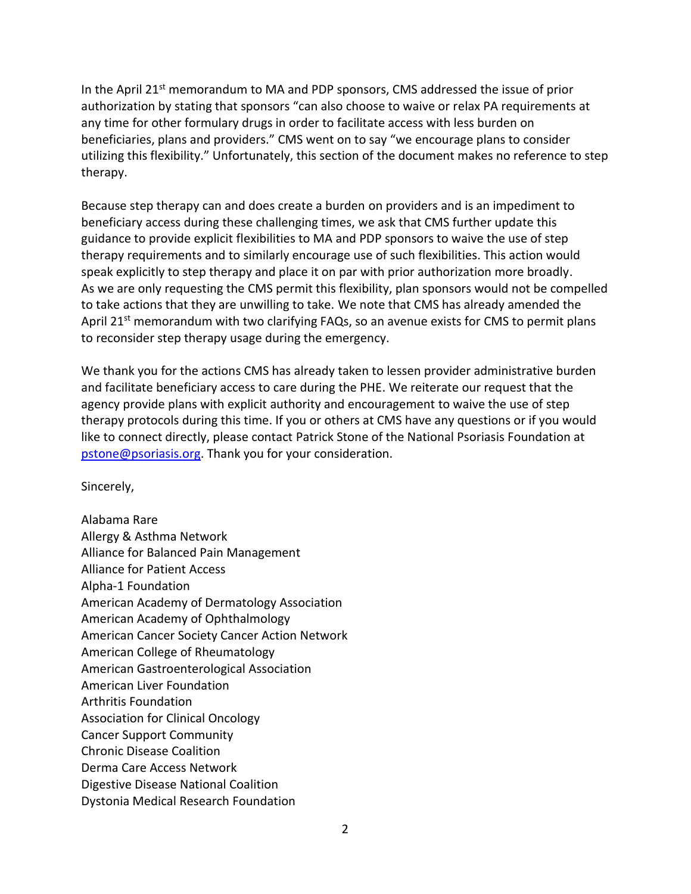In the April 21st memorandum to MA and PDP sponsors, CMS addressed the issue of prior authorization by stating that sponsors "can also choose to waive or relax PA requirements at any time for other formulary drugs in order to facilitate access with less burden on beneficiaries, plans and providers." CMS went on to say "we encourage plans to consider utilizing this flexibility." Unfortunately, this section of the document makes no reference to step therapy.

Because step therapy can and does create a burden on providers and is an impediment to beneficiary access during these challenging times, we ask that CMS further update this guidance to provide explicit flexibilities to MA and PDP sponsors to waive the use of step therapy requirements and to similarly encourage use of such flexibilities. This action would speak explicitly to step therapy and place it on par with prior authorization more broadly. As we are only requesting the CMS permit this flexibility, plan sponsors would not be compelled to take actions that they are unwilling to take. We note that CMS has already amended the April 21st memorandum with two clarifying FAQs, so an avenue exists for CMS to permit plans to reconsider step therapy usage during the emergency.

We thank you for the actions CMS has already taken to lessen provider administrative burden and facilitate beneficiary access to care during the PHE. We reiterate our request that the agency provide plans with explicit authority and encouragement to waive the use of step therapy protocols during this time. If you or others at CMS have any questions or if you would like to connect directly, please contact Patrick Stone of the National Psoriasis Foundation at pstone@psoriasis.org. Thank you for your consideration.

Sincerely,

Alabama Rare
Allergy & Asthma Network
Alliance for Balanced Pain Management
Alliance for Patient Access
Alpha-1 Foundation
American Academy of Dermatology Association
American Academy of Ophthalmology
American Cancer Society Cancer Action Network
American College of Rheumatology
American Gastroenterological Association
American Liver Foundation
Arthritis Foundation
Association for Clinical Oncology
Cancer Support Community
Chronic Disease Coalition
Derma Care Access Network
Digestive Disease National Coalition
Dystonia Medical Research Foundation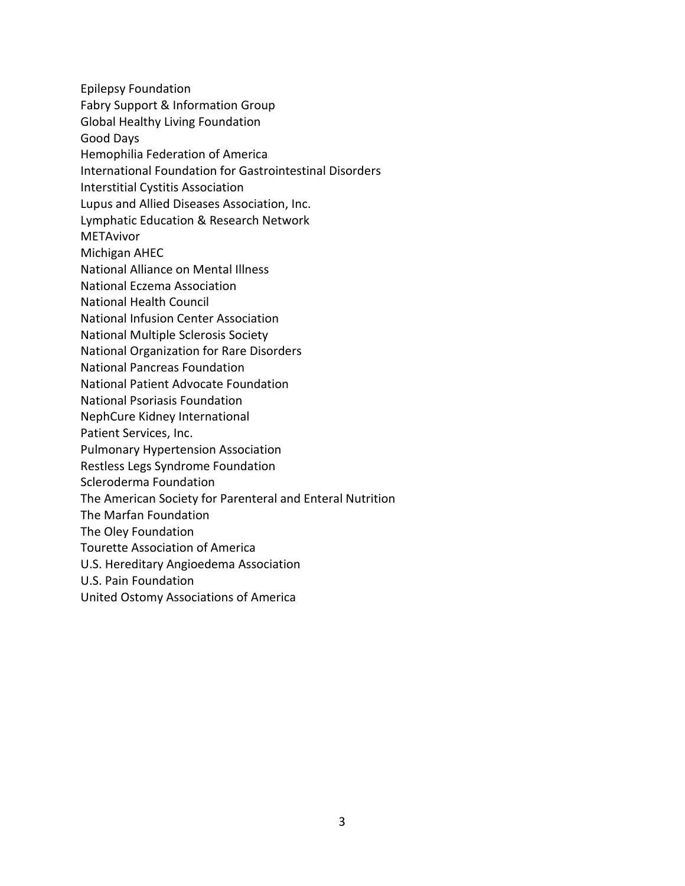Epilepsy Foundation
Fabry Support & Information Group
Global Healthy Living Foundation
Good Days
Hemophilia Federation of America
International Foundation for Gastrointestinal Disorders
Interstitial Cystitis Association
Lupus and Allied Diseases Association, Inc.
Lymphatic Education & Research Network
METAvivor
Michigan AHEC
National Alliance on Mental Illness
National Eczema Association
National Health Council
National Infusion Center Association
National Multiple Sclerosis Society
National Organization for Rare Disorders
National Pancreas Foundation
National Patient Advocate Foundation
National Psoriasis Foundation
NephCure Kidney International
Patient Services, Inc.
Pulmonary Hypertension Association
Restless Legs Syndrome Foundation
Scleroderma Foundation
The American Society for Parenteral and Enteral Nutrition
The Marfan Foundation
The Oley Foundation
Tourette Association of America
U.S. Hereditary Angioedema Association
U.S. Pain Foundation
United Ostomy Associations of America